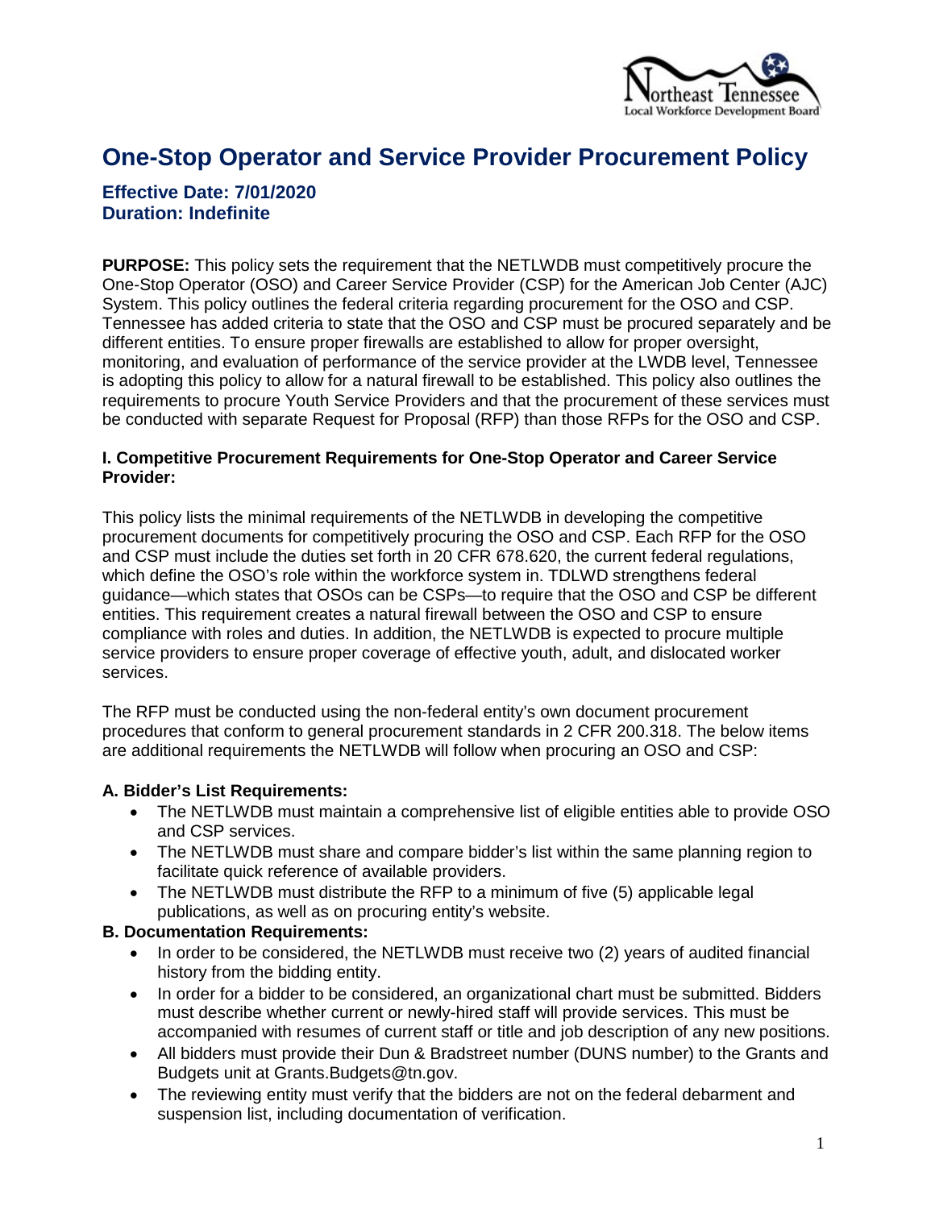# One-Stop Operator and Service Provider Procurement Policy

**Effective Date: 7/01/2020**
**Duration: Indefinite**

**PURPOSE:** This policy sets the requirement that the NETLWDB must competitively procure the One-Stop Operator (OSO) and Career Service Provider (CSP) for the American Job Center (AJC) System. This policy outlines the federal criteria regarding procurement for the OSO and CSP. Tennessee has added criteria to state that the OSO and CSP must be procured separately and be different entities. To ensure proper firewalls are established to allow for proper oversight, monitoring, and evaluation of performance of the service provider at the LWDB level, Tennessee is adopting this policy to allow for a natural firewall to be established. This policy also outlines the requirements to procure Youth Service Providers and that the procurement of these services must be conducted with separate Request for Proposal (RFP) than those RFPs for the OSO and CSP.

### I. Competitive Procurement Requirements for One-Stop Operator and Career Service Provider:

This policy lists the minimal requirements of the NETLWDB in developing the competitive procurement documents for competitively procuring the OSO and CSP. Each RFP for the OSO and CSP must include the duties set forth in 20 CFR 678.620, the current federal regulations, which define the OSO's role within the workforce system in. TDLWD strengthens federal guidance—which states that OSOs can be CSPs—to require that the OSO and CSP be different entities. This requirement creates a natural firewall between the OSO and CSP to ensure compliance with roles and duties. In addition, the NETLWDB is expected to procure multiple service providers to ensure proper coverage of effective youth, adult, and dislocated worker services.

The RFP must be conducted using the non-federal entity's own document procurement procedures that conform to general procurement standards in 2 CFR 200.318. The below items are additional requirements the NETLWDB will follow when procuring an OSO and CSP:

#### A. Bidder's List Requirements:

- The NETLWDB must maintain a comprehensive list of eligible entities able to provide OSO and CSP services.
- The NETLWDB must share and compare bidder's list within the same planning region to facilitate quick reference of available providers.
- The NETLWDB must distribute the RFP to a minimum of five (5) applicable legal publications, as well as on procuring entity's website.

#### B. Documentation Requirements:

- In order to be considered, the NETLWDB must receive two (2) years of audited financial history from the bidding entity.
- In order for a bidder to be considered, an organizational chart must be submitted. Bidders must describe whether current or newly-hired staff will provide services. This must be accompanied with resumes of current staff or title and job description of any new positions.
- All bidders must provide their Dun & Bradstreet number (DUNS number) to the Grants and Budgets unit at Grants.Budgets@tn.gov.
- The reviewing entity must verify that the bidders are not on the federal debarment and suspension list, including documentation of verification.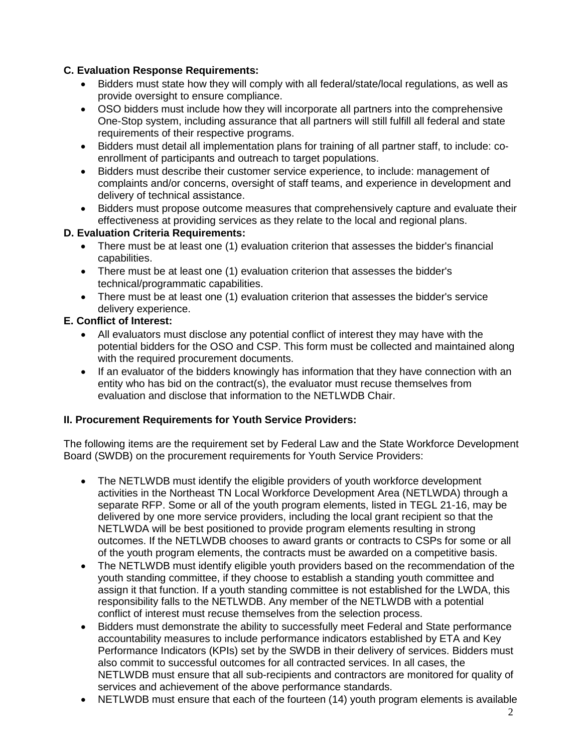**C. Evaluation Response Requirements:**

- Bidders must state how they will comply with all federal/state/local regulations, as well as provide oversight to ensure compliance.
- OSO bidders must include how they will incorporate all partners into the comprehensive One-Stop system, including assurance that all partners will still fulfill all federal and state requirements of their respective programs.
- Bidders must detail all implementation plans for training of all partner staff, to include: co-enrollment of participants and outreach to target populations.
- Bidders must describe their customer service experience, to include: management of complaints and/or concerns, oversight of staff teams, and experience in development and delivery of technical assistance.
- Bidders must propose outcome measures that comprehensively capture and evaluate their effectiveness at providing services as they relate to the local and regional plans.

**D. Evaluation Criteria Requirements:**

- There must be at least one (1) evaluation criterion that assesses the bidder's financial capabilities.
- There must be at least one (1) evaluation criterion that assesses the bidder's technical/programmatic capabilities.
- There must be at least one (1) evaluation criterion that assesses the bidder's service delivery experience.

**E. Conflict of Interest:**

- All evaluators must disclose any potential conflict of interest they may have with the potential bidders for the OSO and CSP. This form must be collected and maintained along with the required procurement documents.
- If an evaluator of the bidders knowingly has information that they have connection with an entity who has bid on the contract(s), the evaluator must recuse themselves from evaluation and disclose that information to the NETLWDB Chair.

**II. Procurement Requirements for Youth Service Providers:**

The following items are the requirement set by Federal Law and the State Workforce Development Board (SWDB) on the procurement requirements for Youth Service Providers:

- The NETLWDB must identify the eligible providers of youth workforce development activities in the Northeast TN Local Workforce Development Area (NETLWDA) through a separate RFP. Some or all of the youth program elements, listed in TEGL 21-16, may be delivered by one more service providers, including the local grant recipient so that the NETLWDA will be best positioned to provide program elements resulting in strong outcomes. If the NETLWDB chooses to award grants or contracts to CSPs for some or all of the youth program elements, the contracts must be awarded on a competitive basis.
- The NETLWDB must identify eligible youth providers based on the recommendation of the youth standing committee, if they choose to establish a standing youth committee and assign it that function. If a youth standing committee is not established for the LWDA, this responsibility falls to the NETLWDB. Any member of the NETLWDB with a potential conflict of interest must recuse themselves from the selection process.
- Bidders must demonstrate the ability to successfully meet Federal and State performance accountability measures to include performance indicators established by ETA and Key Performance Indicators (KPIs) set by the SWDB in their delivery of services. Bidders must also commit to successful outcomes for all contracted services. In all cases, the NETLWDB must ensure that all sub-recipients and contractors are monitored for quality of services and achievement of the above performance standards.
- NETLWDB must ensure that each of the fourteen (14) youth program elements is available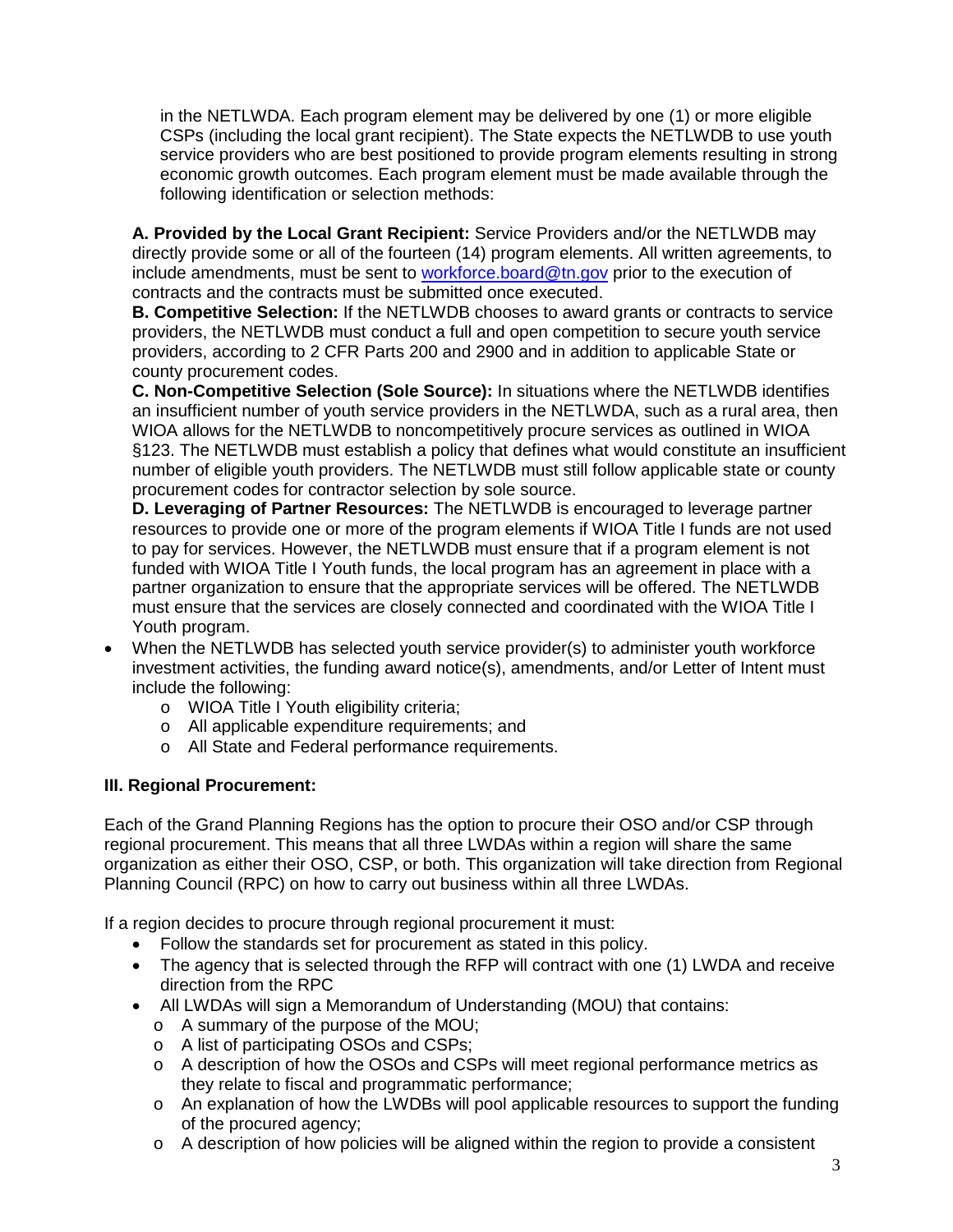in the NETLWDA. Each program element may be delivered by one (1) or more eligible CSPs (including the local grant recipient). The State expects the NETLWDB to use youth service providers who are best positioned to provide program elements resulting in strong economic growth outcomes. Each program element must be made available through the following identification or selection methods:

**A. Provided by the Local Grant Recipient:** Service Providers and/or the NETLWDB may directly provide some or all of the fourteen (14) program elements. All written agreements, to include amendments, must be sent to [workforce.board@tn.gov](mailto:workforce.board@tn.gov) prior to the execution of contracts and the contracts must be submitted once executed.
**B. Competitive Selection:** If the NETLWDB chooses to award grants or contracts to service providers, the NETLWDB must conduct a full and open competition to secure youth service providers, according to 2 CFR Parts 200 and 2900 and in addition to applicable State or county procurement codes.
**C. Non-Competitive Selection (Sole Source):** In situations where the NETLWDB identifies an insufficient number of youth service providers in the NETLWDA, such as a rural area, then WIOA allows for the NETLWDB to noncompetitively procure services as outlined in WIOA §123. The NETLWDB must establish a policy that defines what would constitute an insufficient number of eligible youth providers. The NETLWDB must still follow applicable state or county procurement codes for contractor selection by sole source.
**D. Leveraging of Partner Resources:** The NETLWDB is encouraged to leverage partner resources to provide one or more of the program elements if WIOA Title I funds are not used to pay for services. However, the NETLWDB must ensure that if a program element is not funded with WIOA Title I Youth funds, the local program has an agreement in place with a partner organization to ensure that the appropriate services will be offered. The NETLWDB must ensure that the services are closely connected and coordinated with the WIOA Title I Youth program.

- When the NETLWDB has selected youth service provider(s) to administer youth workforce investment activities, the funding award notice(s), amendments, and/or Letter of Intent must include the following:
  - WIOA Title I Youth eligibility criteria;
  - All applicable expenditure requirements; and
  - All State and Federal performance requirements.

**III. Regional Procurement:**

Each of the Grand Planning Regions has the option to procure their OSO and/or CSP through regional procurement. This means that all three LWDAs within a region will share the same organization as either their OSO, CSP, or both. This organization will take direction from Regional Planning Council (RPC) on how to carry out business within all three LWDAs.

If a region decides to procure through regional procurement it must:

- Follow the standards set for procurement as stated in this policy.
- The agency that is selected through the RFP will contract with one (1) LWDA and receive direction from the RPC
- All LWDAs will sign a Memorandum of Understanding (MOU) that contains:
  - A summary of the purpose of the MOU;
  - A list of participating OSOs and CSPs;
  - A description of how the OSOs and CSPs will meet regional performance metrics as they relate to fiscal and programmatic performance;
  - An explanation of how the LWDBs will pool applicable resources to support the funding of the procured agency;
  - A description of how policies will be aligned within the region to provide a consistent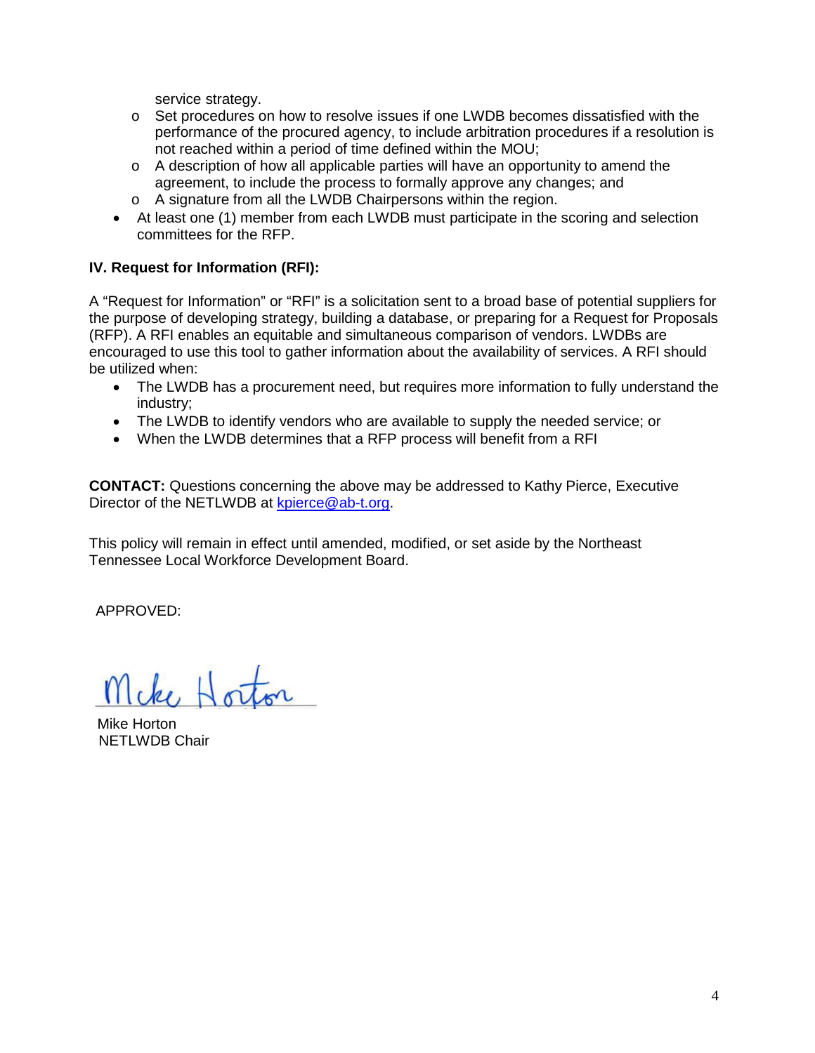service strategy.

  - Set procedures on how to resolve issues if one LWDB becomes dissatisfied with the performance of the procured agency, to include arbitration procedures if a resolution is not reached within a period of time defined within the MOU;
  - A description of how all applicable parties will have an opportunity to amend the agreement, to include the process to formally approve any changes; and
  - A signature from all the LWDB Chairpersons within the region.
- At least one (1) member from each LWDB must participate in the scoring and selection committees for the RFP.

**IV. Request for Information (RFI):**

A "Request for Information" or "RFI" is a solicitation sent to a broad base of potential suppliers for the purpose of developing strategy, building a database, or preparing for a Request for Proposals (RFP). A RFI enables an equitable and simultaneous comparison of vendors. LWDBs are encouraged to use this tool to gather information about the availability of services. A RFI should be utilized when:

- The LWDB has a procurement need, but requires more information to fully understand the industry;
- The LWDB to identify vendors who are available to supply the needed service; or
- When the LWDB determines that a RFP process will benefit from a RFI

**CONTACT:** Questions concerning the above may be addressed to Kathy Pierce, Executive Director of the NETLWDB at kpierce@ab-t.org.

This policy will remain in effect until amended, modified, or set aside by the Northeast Tennessee Local Workforce Development Board.

APPROVED:

Mike Horton

Mike Horton
NETLWDB Chair